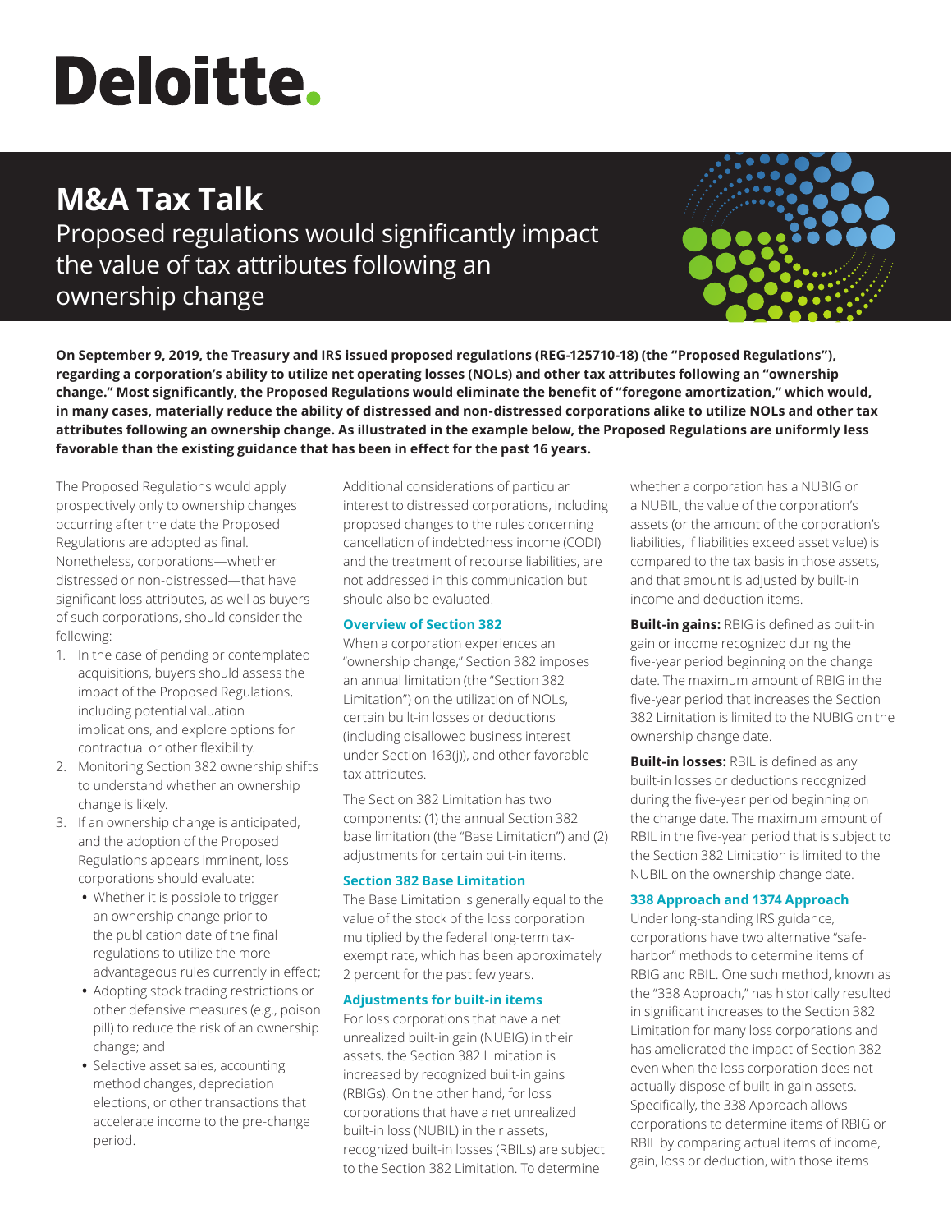# Deloitte.

## M&A Tax Talk

Proposed regulations would significantly impact the value of tax attributes following an ownership change

**On September 9, 2019, the Treasury and IRS issued proposed regulations (REG-125710-18) (the "Proposed Regulations"), regarding a corporation's ability to utilize net operating losses (NOLs) and other tax attributes following an "ownership change." Most significantly, the Proposed Regulations would eliminate the benefit of "foregone amortization," which would, in many cases, materially reduce the ability of distressed and non-distressed corporations alike to utilize NOLs and other tax attributes following an ownership change. As illustrated in the example below, the Proposed Regulations are uniformly less favorable than the existing guidance that has been in effect for the past 16 years.**

The Proposed Regulations would apply prospectively only to ownership changes occurring after the date the Proposed Regulations are adopted as final. Nonetheless, corporations—whether distressed or non-distressed—that have significant loss attributes, as well as buyers of such corporations, should consider the following:

1. In the case of pending or contemplated acquisitions, buyers should assess the impact of the Proposed Regulations, including potential valuation implications, and explore options for contractual or other flexibility.
2. Monitoring Section 382 ownership shifts to understand whether an ownership change is likely.
3. If an ownership change is anticipated, and the adoption of the Proposed Regulations appears imminent, loss corporations should evaluate:
   - Whether it is possible to trigger an ownership change prior to the publication date of the final regulations to utilize the more-advantageous rules currently in effect;
   - Adopting stock trading restrictions or other defensive measures (e.g., poison pill) to reduce the risk of an ownership change; and
   - Selective asset sales, accounting method changes, depreciation elections, or other transactions that accelerate income to the pre-change period.

Additional considerations of particular interest to distressed corporations, including proposed changes to the rules concerning cancellation of indebtedness income (CODI) and the treatment of recourse liabilities, are not addressed in this communication but should also be evaluated.

### Overview of Section 382

When a corporation experiences an "ownership change," Section 382 imposes an annual limitation (the "Section 382 Limitation") on the utilization of NOLs, certain built-in losses or deductions (including disallowed business interest under Section 163(j)), and other favorable tax attributes.

The Section 382 Limitation has two components: (1) the annual Section 382 base limitation (the "Base Limitation") and (2) adjustments for certain built-in items.

### Section 382 Base Limitation

The Base Limitation is generally equal to the value of the stock of the loss corporation multiplied by the federal long-term tax-exempt rate, which has been approximately 2 percent for the past few years.

### Adjustments for built-in items

For loss corporations that have a net unrealized built-in gain (NUBIG) in their assets, the Section 382 Limitation is increased by recognized built-in gains (RBIGs). On the other hand, for loss corporations that have a net unrealized built-in loss (NUBIL) in their assets, recognized built-in losses (RBILs) are subject to the Section 382 Limitation. To determine whether a corporation has a NUBIG or a NUBIL, the value of the corporation's assets (or the amount of the corporation's liabilities, if liabilities exceed asset value) is compared to the tax basis in those assets, and that amount is adjusted by built-in income and deduction items.

**Built-in gains:** RBIG is defined as built-in gain or income recognized during the five-year period beginning on the change date. The maximum amount of RBIG in the five-year period that increases the Section 382 Limitation is limited to the NUBIG on the ownership change date.

**Built-in losses:** RBIL is defined as any built-in losses or deductions recognized during the five-year period beginning on the change date. The maximum amount of RBIL in the five-year period that is subject to the Section 382 Limitation is limited to the NUBIL on the ownership change date.

### 338 Approach and 1374 Approach

Under long-standing IRS guidance, corporations have two alternative "safe-harbor" methods to determine items of RBIG and RBIL. One such method, known as the "338 Approach," has historically resulted in significant increases to the Section 382 Limitation for many loss corporations and has ameliorated the impact of Section 382 even when the loss corporation does not actually dispose of built-in gain assets. Specifically, the 338 Approach allows corporations to determine items of RBIG or RBIL by comparing actual items of income, gain, loss or deduction, with those items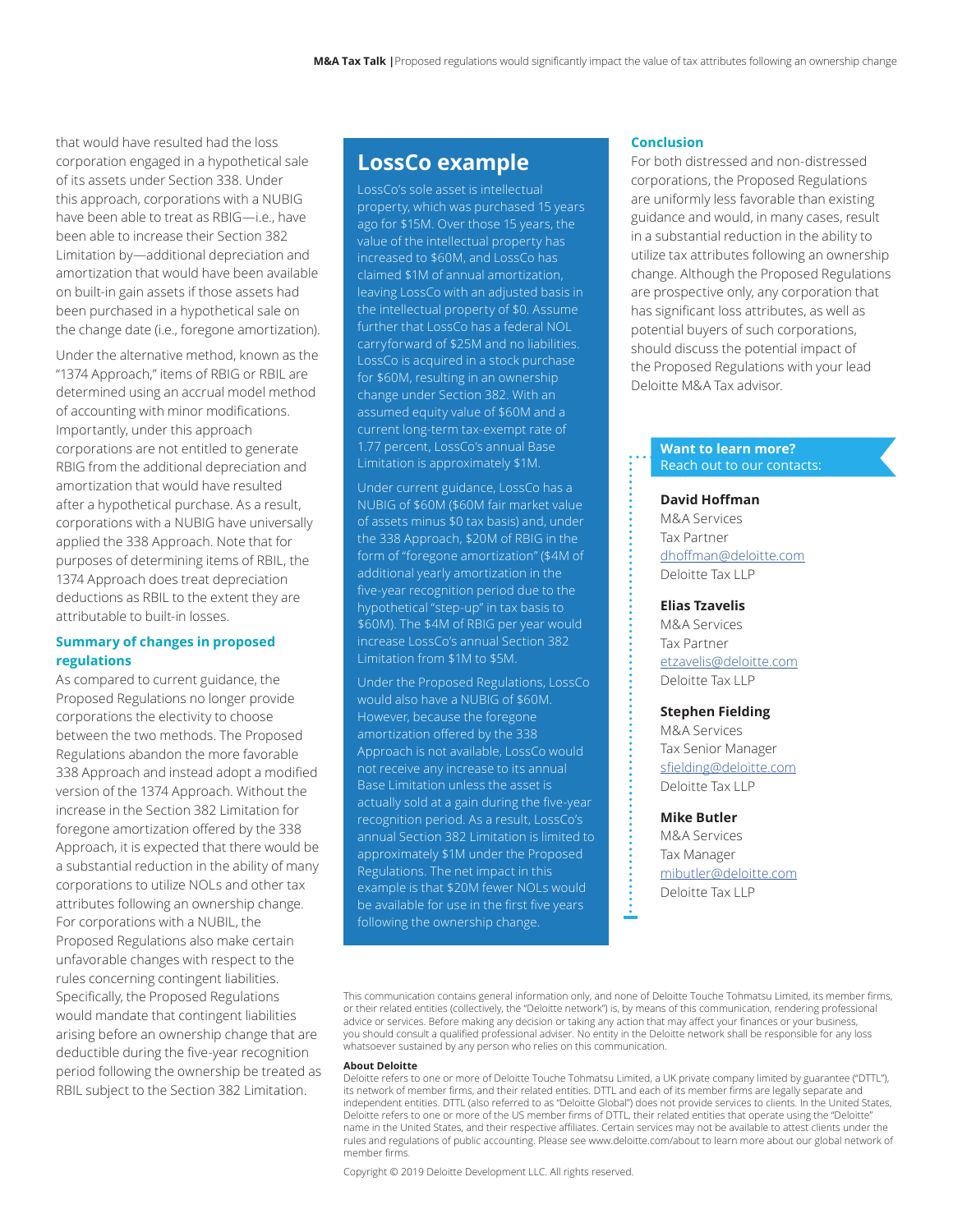that would have resulted had the loss corporation engaged in a hypothetical sale of its assets under Section 338. Under this approach, corporations with a NUBIG have been able to treat as RBIG—i.e., have been able to increase their Section 382 Limitation by—additional depreciation and amortization that would have been available on built-in gain assets if those assets had been purchased in a hypothetical sale on the change date (i.e., foregone amortization).

Under the alternative method, known as the "1374 Approach," items of RBIG or RBIL are determined using an accrual model method of accounting with minor modifications. Importantly, under this approach corporations are not entitled to generate RBIG from the additional depreciation and amortization that would have resulted after a hypothetical purchase. As a result, corporations with a NUBIG have universally applied the 338 Approach. Note that for purposes of determining items of RBIL, the 1374 Approach does treat depreciation deductions as RBIL to the extent they are attributable to built-in losses.

### Summary of changes in proposed regulations

As compared to current guidance, the Proposed Regulations no longer provide corporations the electivity to choose between the two methods. The Proposed Regulations abandon the more favorable 338 Approach and instead adopt a modified version of the 1374 Approach. Without the increase in the Section 382 Limitation for foregone amortization offered by the 338 Approach, it is expected that there would be a substantial reduction in the ability of many corporations to utilize NOLs and other tax attributes following an ownership change. For corporations with a NUBIL, the Proposed Regulations also make certain unfavorable changes with respect to the rules concerning contingent liabilities. Specifically, the Proposed Regulations would mandate that contingent liabilities arising before an ownership change that are deductible during the five-year recognition period following the ownership be treated as RBIL subject to the Section 382 Limitation.

## LossCo example

LossCo's sole asset is intellectual property, which was purchased 15 years ago for $15M. Over those 15 years, the value of the intellectual property has increased to $60M, and LossCo has claimed $1M of annual amortization, leaving LossCo with an adjusted basis in the intellectual property of $0. Assume further that LossCo has a federal NOL carryforward of $25M and no liabilities. LossCo is acquired in a stock purchase for $60M, resulting in an ownership change under Section 382. With an assumed equity value of $60M and a current long-term tax-exempt rate of 1.77 percent, LossCo's annual Base Limitation is approximately $1M.

Under current guidance, LossCo has a NUBIG of $60M ($60M fair market value of assets minus $0 tax basis) and, under the 338 Approach, $20M of RBIG in the form of "foregone amortization" ($4M of additional yearly amortization in the five-year recognition period due to the hypothetical "step-up" in tax basis to $60M). The $4M of RBIG per year would increase LossCo's annual Section 382 Limitation from $1M to $5M.

Under the Proposed Regulations, LossCo would also have a NUBIG of $60M. However, because the foregone amortization offered by the 338 Approach is not available, LossCo would not receive any increase to its annual Base Limitation unless the asset is actually sold at a gain during the five-year recognition period. As a result, LossCo's annual Section 382 Limitation is limited to approximately $1M under the Proposed Regulations. The net impact in this example is that $20M fewer NOLs would be available for use in the first five years following the ownership change.

### Conclusion

For both distressed and non-distressed corporations, the Proposed Regulations are uniformly less favorable than existing guidance and would, in many cases, result in a substantial reduction in the ability to utilize tax attributes following an ownership change. Although the Proposed Regulations are prospective only, any corporation that has significant loss attributes, as well as potential buyers of such corporations, should discuss the potential impact of the Proposed Regulations with your lead Deloitte M&A Tax advisor.

**Want to learn more?**
Reach out to our contacts:

**David Hoffman**
M&A Services
Tax Partner
dhoffman@deloitte.com
Deloitte Tax LLP

**Elias Tzavelis**
M&A Services
Tax Partner
etzavelis@deloitte.com
Deloitte Tax LLP

**Stephen Fielding**
M&A Services
Tax Senior Manager
sfielding@deloitte.com
Deloitte Tax LLP

**Mike Butler**
M&A Services
Tax Manager
mibutler@deloitte.com
Deloitte Tax LLP

This communication contains general information only, and none of Deloitte Touche Tohmatsu Limited, its member firms, or their related entities (collectively, the "Deloitte network") is, by means of this communication, rendering professional advice or services. Before making any decision or taking any action that may affect your finances or your business, you should consult a qualified professional adviser. No entity in the Deloitte network shall be responsible for any loss whatsoever sustained by any person who relies on this communication.

**About Deloitte**
Deloitte refers to one or more of Deloitte Touche Tohmatsu Limited, a UK private company limited by guarantee ("DTTL"), its network of member firms, and their related entities. DTTL and each of its member firms are legally separate and independent entities. DTTL (also referred to as "Deloitte Global") does not provide services to clients. In the United States, Deloitte refers to one or more of the US member firms of DTTL, their related entities that operate using the "Deloitte" name in the United States, and their respective affiliates. Certain services may not be available to attest clients under the rules and regulations of public accounting. Please see www.deloitte.com/about to learn more about our global network of member firms.

Copyright © 2019 Deloitte Development LLC. All rights reserved.